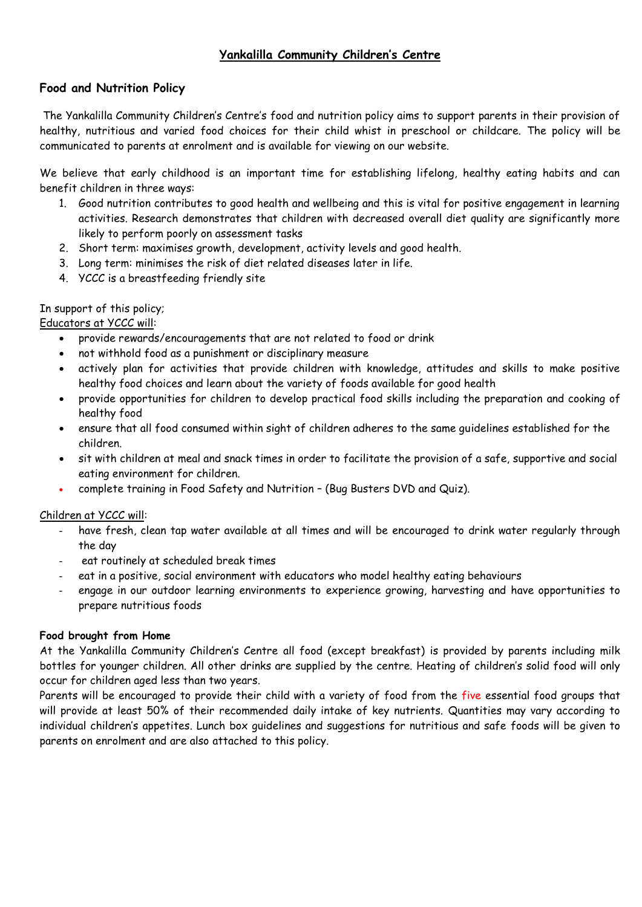# <u>Yankalilla Community Children's Centre</u>

## Food and Nutrition Policy

The Yankalilla Community Children's Centre's food and nutrition policy aims to support parents in their provision of healthy, nutritious and varied food choices for their child whist in preschool or childcare. The policy will be communicated to parents at enrolment and is available for viewing on our website.

We believe that early childhood is an important time for establishing lifelong, healthy eating habits and can benefit children in three ways:

1. Good nutrition contributes to good health and wellbeing and this is vital for positive engagement in learning activities. Research demonstrates that children with decreased overall diet quality are significantly more likely to perform poorly on assessment tasks
2. Short term: maximises growth, development, activity levels and good health.
3. Long term: minimises the risk of diet related diseases later in life.
4. YCCC is a breastfeeding friendly site

In support of this policy;

<u>Educators at YCCC will</u>:

- provide rewards/encouragements that are not related to food or drink
- not withhold food as a punishment or disciplinary measure
- actively plan for activities that provide children with knowledge, attitudes and skills to make positive healthy food choices and learn about the variety of foods available for good health
- provide opportunities for children to develop practical food skills including the preparation and cooking of healthy food
- ensure that all food consumed within sight of children adheres to the same guidelines established for the children.
- sit with children at meal and snack times in order to facilitate the provision of a safe, supportive and social eating environment for children.
- complete training in Food Safety and Nutrition – (Bug Busters DVD and Quiz).

<u>Children at YCCC will</u>:

- have fresh, clean tap water available at all times and will be encouraged to drink water regularly through the day
- eat routinely at scheduled break times
- eat in a positive, social environment with educators who model healthy eating behaviours
- engage in our outdoor learning environments to experience growing, harvesting and have opportunities to prepare nutritious foods

### Food brought from Home

At the Yankalilla Community Children's Centre all food (except breakfast) is provided by parents including milk bottles for younger children. All other drinks are supplied by the centre. Heating of children's solid food will only occur for children aged less than two years.

Parents will be encouraged to provide their child with a variety of food from the five essential food groups that will provide at least 50% of their recommended daily intake of key nutrients. Quantities may vary according to individual children's appetites. Lunch box guidelines and suggestions for nutritious and safe foods will be given to parents on enrolment and are also attached to this policy.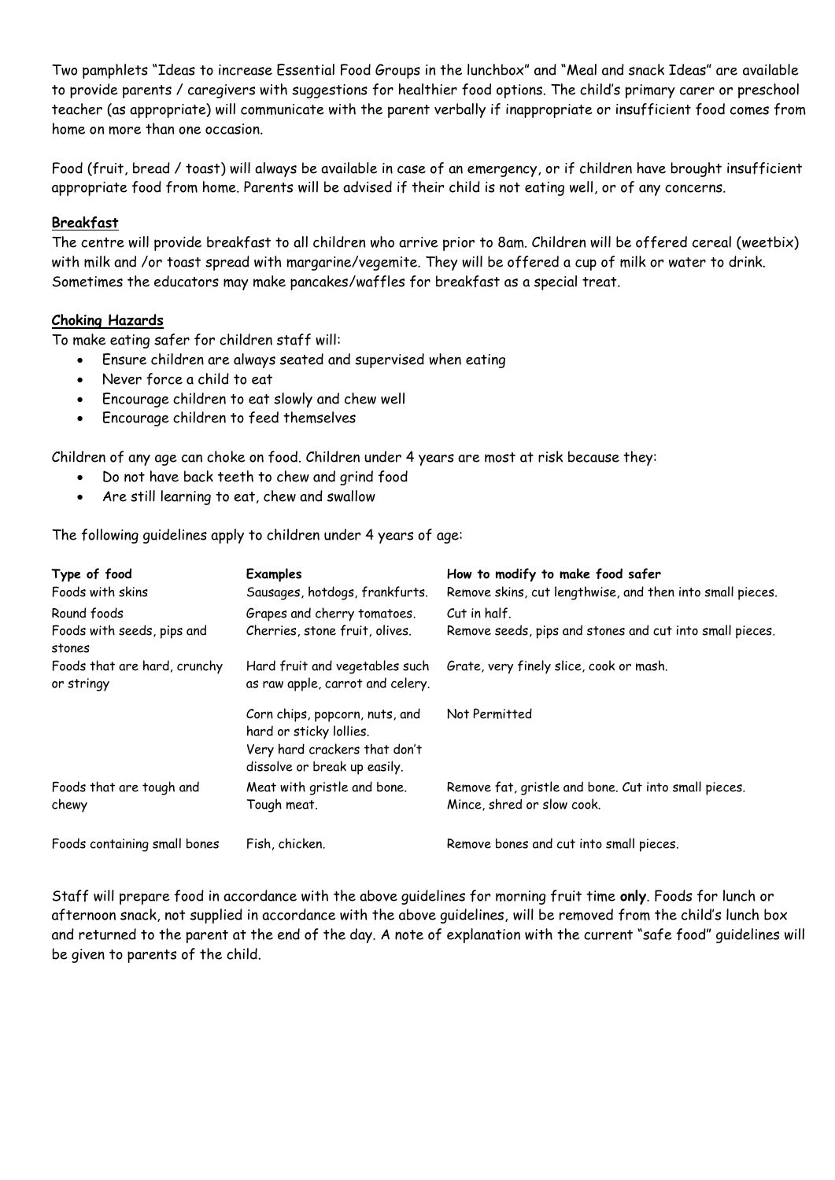Two pamphlets "Ideas to increase Essential Food Groups in the lunchbox" and "Meal and snack Ideas" are available to provide parents / caregivers with suggestions for healthier food options. The child's primary carer or preschool teacher (as appropriate) will communicate with the parent verbally if inappropriate or insufficient food comes from home on more than one occasion.

Food (fruit, bread / toast) will always be available in case of an emergency, or if children have brought insufficient appropriate food from home. Parents will be advised if their child is not eating well, or of any concerns.

## Breakfast

The centre will provide breakfast to all children who arrive prior to 8am. Children will be offered cereal (weetbix) with milk and /or toast spread with margarine/vegemite. They will be offered a cup of milk or water to drink. Sometimes the educators may make pancakes/waffles for breakfast as a special treat.

## Choking Hazards

To make eating safer for children staff will:

- Ensure children are always seated and supervised when eating
- Never force a child to eat
- Encourage children to eat slowly and chew well
- Encourage children to feed themselves

Children of any age can choke on food. Children under 4 years are most at risk because they:

- Do not have back teeth to chew and grind food
- Are still learning to eat, chew and swallow

The following guidelines apply to children under 4 years of age:

| Type of food | Examples | How to modify to make food safer |
|---|---|---|
| Foods with skins | Sausages, hotdogs, frankfurts. | Remove skins, cut lengthwise, and then into small pieces. |
| Round foods | Grapes and cherry tomatoes. | Cut in half. |
| Foods with seeds, pips and stones | Cherries, stone fruit, olives. | Remove seeds, pips and stones and cut into small pieces. |
| Foods that are hard, crunchy or stringy | Hard fruit and vegetables such as raw apple, carrot and celery. | Grate, very finely slice, cook or mash. |
| | Corn chips, popcorn, nuts, and hard or sticky lollies. Very hard crackers that don't dissolve or break up easily. | Not Permitted |
| Foods that are tough and chewy | Meat with gristle and bone. Tough meat. | Remove fat, gristle and bone. Cut into small pieces. Mince, shred or slow cook. |
| Foods containing small bones | Fish, chicken. | Remove bones and cut into small pieces. |

Staff will prepare food in accordance with the above guidelines for morning fruit time **only**. Foods for lunch or afternoon snack, not supplied in accordance with the above guidelines, will be removed from the child's lunch box and returned to the parent at the end of the day. A note of explanation with the current "safe food" guidelines will be given to parents of the child.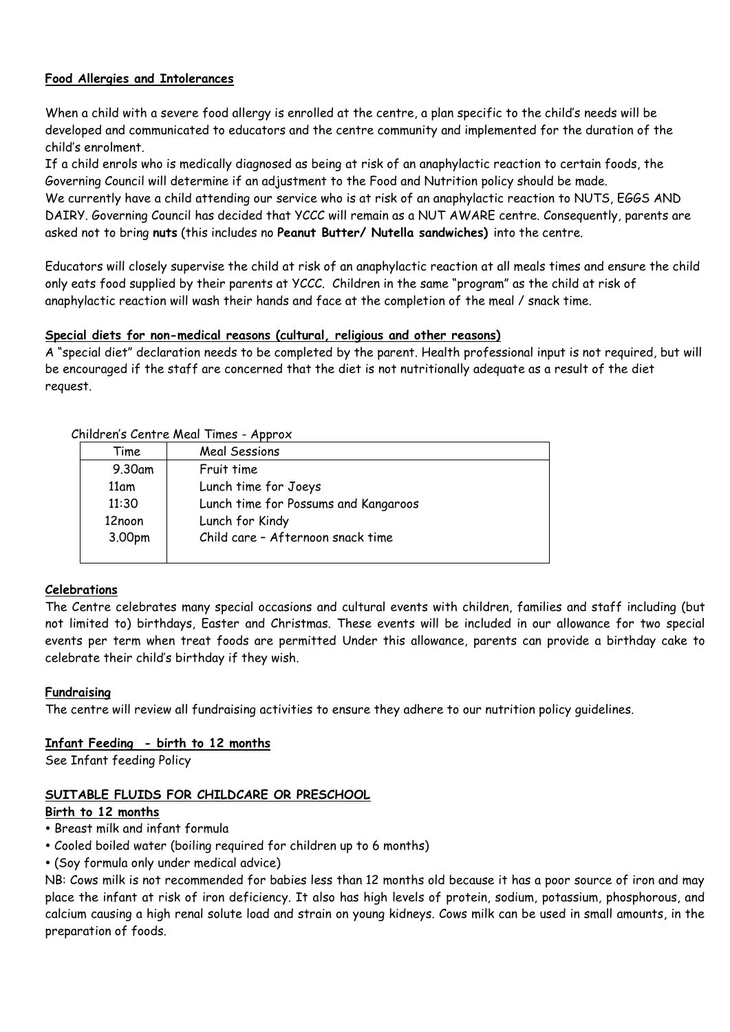**Food Allergies and Intolerances**

When a child with a severe food allergy is enrolled at the centre, a plan specific to the child's needs will be developed and communicated to educators and the centre community and implemented for the duration of the child's enrolment.

If a child enrols who is medically diagnosed as being at risk of an anaphylactic reaction to certain foods, the Governing Council will determine if an adjustment to the Food and Nutrition policy should be made.

We currently have a child attending our service who is at risk of an anaphylactic reaction to NUTS, EGGS AND DAIRY. Governing Council has decided that YCCC will remain as a NUT AWARE centre. Consequently, parents are asked not to bring **nuts** (this includes no **Peanut Butter/ Nutella sandwiches)** into the centre.

Educators will closely supervise the child at risk of an anaphylactic reaction at all meals times and ensure the child only eats food supplied by their parents at YCCC. Children in the same "program" as the child at risk of anaphylactic reaction will wash their hands and face at the completion of the meal / snack time.

**Special diets for non-medical reasons (cultural, religious and other reasons)**

A "special diet" declaration needs to be completed by the parent. Health professional input is not required, but will be encouraged if the staff are concerned that the diet is not nutritionally adequate as a result of the diet request.

Children's Centre Meal Times - Approx

| Time | Meal Sessions |
|---|---|
| 9.30am | Fruit time |
| 11am | Lunch time for Joeys |
| 11:30 | Lunch time for Possums and Kangaroos |
| 12noon | Lunch for Kindy |
| 3.00pm | Child care – Afternoon snack time |

**Celebrations**

The Centre celebrates many special occasions and cultural events with children, families and staff including (but not limited to) birthdays, Easter and Christmas. These events will be included in our allowance for two special events per term when treat foods are permitted Under this allowance, parents can provide a birthday cake to celebrate their child's birthday if they wish.

**Fundraising**

The centre will review all fundraising activities to ensure they adhere to our nutrition policy guidelines.

**Infant Feeding - birth to 12 months**

See Infant feeding Policy

**SUITABLE FLUIDS FOR CHILDCARE OR PRESCHOOL**

**Birth to 12 months**

- Breast milk and infant formula
- Cooled boiled water (boiling required for children up to 6 months)
- (Soy formula only under medical advice)

NB: Cows milk is not recommended for babies less than 12 months old because it has a poor source of iron and may place the infant at risk of iron deficiency. It also has high levels of protein, sodium, potassium, phosphorous, and calcium causing a high renal solute load and strain on young kidneys. Cows milk can be used in small amounts, in the preparation of foods.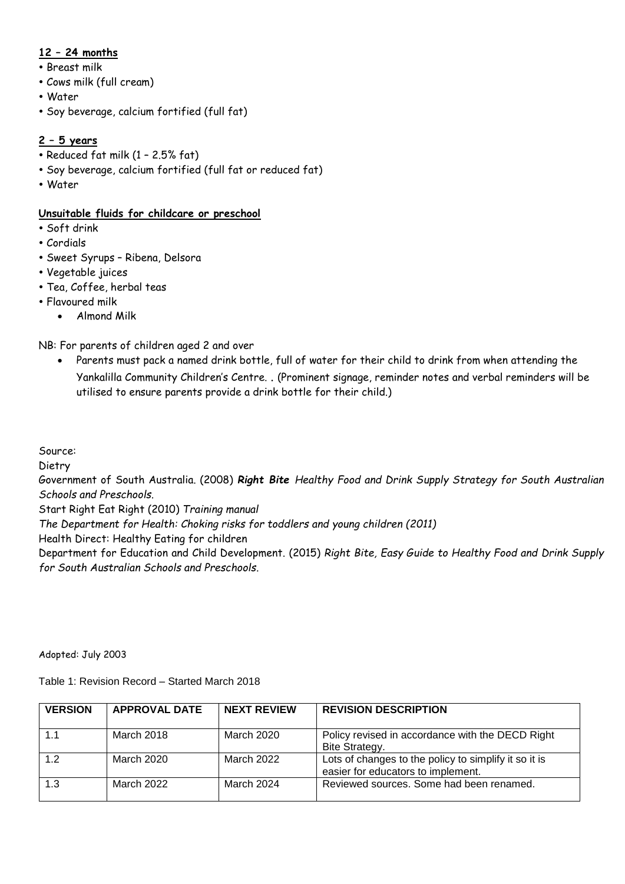**12 – 24 months**

- Breast milk
- Cows milk (full cream)
- Water
- Soy beverage, calcium fortified (full fat)

**2 – 5 years**

- Reduced fat milk (1 – 2.5% fat)
- Soy beverage, calcium fortified (full fat or reduced fat)
- Water

**Unsuitable fluids for childcare or preschool**

- Soft drink
- Cordials
- Sweet Syrups – Ribena, Delsora
- Vegetable juices
- Tea, Coffee, herbal teas
- Flavoured milk
    - Almond Milk

NB: For parents of children aged 2 and over

- Parents must pack a named drink bottle, full of water for their child to drink from when attending the Yankalilla Community Children's Centre. . (Prominent signage, reminder notes and verbal reminders will be utilised to ensure parents provide a drink bottle for their child.)

Source:

Dietry

Government of South Australia. (2008) ***Right Bite*** *Healthy Food and Drink Supply Strategy for South Australian Schools and Preschools.*

Start Right Eat Right (2010) *Training manual*

*The Department for Health: Choking risks for toddlers and young children (2011)*

Health Direct: Healthy Eating for children

Department for Education and Child Development. (2015) *Right Bite, Easy Guide to Healthy Food and Drink Supply for South Australian Schools and Preschools.*

Adopted: July 2003

Table 1: Revision Record – Started March 2018

| VERSION | APPROVAL DATE | NEXT REVIEW | REVISION DESCRIPTION |
|---|---|---|---|
| 1.1 | March 2018 | March 2020 | Policy revised in accordance with the DECD Right Bite Strategy. |
| 1.2 | March 2020 | March 2022 | Lots of changes to the policy to simplify it so it is easier for educators to implement. |
| 1.3 | March 2022 | March 2024 | Reviewed sources. Some had been renamed. |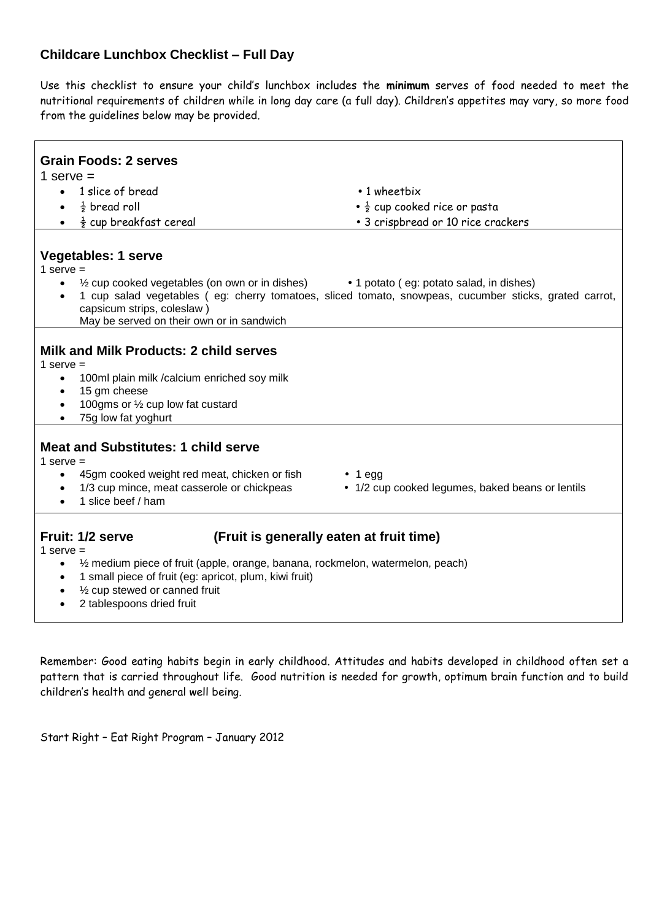## Childcare Lunchbox Checklist – Full Day

Use this checklist to ensure your child's lunchbox includes the **minimum** serves of food needed to meet the nutritional requirements of children while in long day care (a full day). Children's appetites may vary, so more food from the guidelines below may be provided.

### Grain Foods: 2 serves

1 serve =

- 1 slice of bread
- ½ bread roll
- ½ cup breakfast cereal
- 1 wheetbix
- ½ cup cooked rice or pasta
- 3 crispbread or 10 rice crackers

### Vegetables: 1 serve

1 serve =

- ½ cup cooked vegetables (on own or in dishes)
- 1 potato ( eg: potato salad, in dishes)
- 1 cup salad vegetables ( eg: cherry tomatoes, sliced tomato, snowpeas, cucumber sticks, grated carrot, capsicum strips, coleslaw )
  May be served on their own or in sandwich

### Milk and Milk Products: 2 child serves

1 serve =

- 100ml plain milk /calcium enriched soy milk
- 15 gm cheese
- 100gms or ½ cup low fat custard
- 75g low fat yoghurt

### Meat and Substitutes: 1 child serve

1 serve =

- 45gm cooked weight red meat, chicken or fish
- 1/3 cup mince, meat casserole or chickpeas
- 1 slice beef / ham
- 1 egg
- 1/2 cup cooked legumes, baked beans or lentils

### Fruit: 1/2 serve (Fruit is generally eaten at fruit time)

1 serve =

- ½ medium piece of fruit (apple, orange, banana, rockmelon, watermelon, peach)
- 1 small piece of fruit (eg: apricot, plum, kiwi fruit)
- ½ cup stewed or canned fruit
- 2 tablespoons dried fruit

Remember: Good eating habits begin in early childhood. Attitudes and habits developed in childhood often set a pattern that is carried throughout life. Good nutrition is needed for growth, optimum brain function and to build children's health and general well being.

Start Right – Eat Right Program – January 2012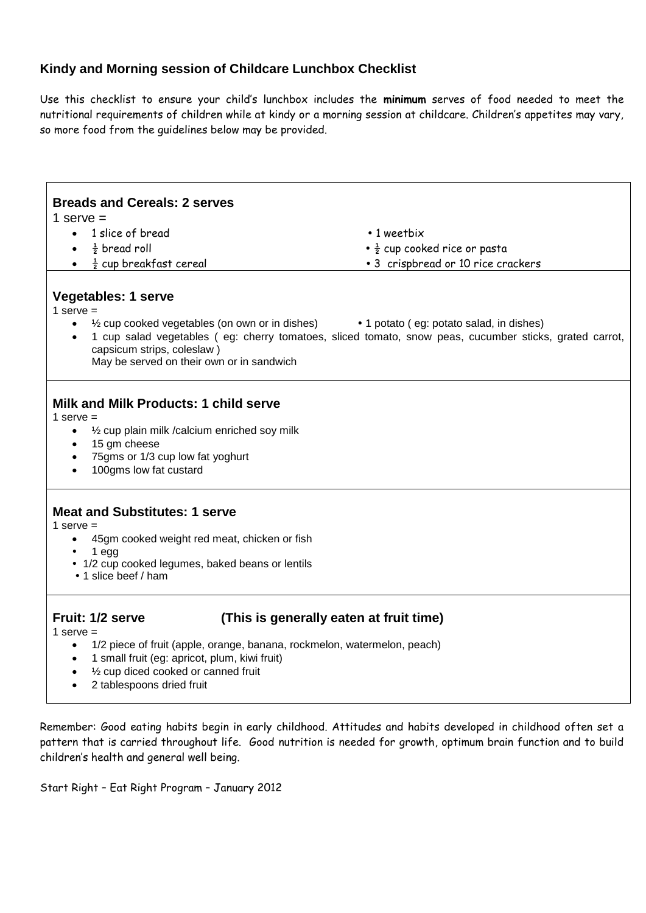## Kindy and Morning session of Childcare Lunchbox Checklist

Use this checklist to ensure your child's lunchbox includes the **minimum** serves of food needed to meet the nutritional requirements of children while at kindy or a morning session at childcare. Children's appetites may vary, so more food from the guidelines below may be provided.

### Breads and Cereals: 2 serves

1 serve =

- 1 slice of bread
- ½ bread roll
- ½ cup breakfast cereal
- 1 weetbix
- ½ cup cooked rice or pasta
- 3 crispbread or 10 rice crackers

### Vegetables: 1 serve

1 serve =

- ½ cup cooked vegetables (on own or in dishes)
- 1 potato ( eg: potato salad, in dishes)
- 1 cup salad vegetables ( eg: cherry tomatoes, sliced tomato, snow peas, cucumber sticks, grated carrot, capsicum strips, coleslaw )
  May be served on their own or in sandwich

### Milk and Milk Products: 1 child serve

1 serve =

- ½ cup plain milk /calcium enriched soy milk
- 15 gm cheese
- 75gms or 1/3 cup low fat yoghurt
- 100gms low fat custard

### Meat and Substitutes: 1 serve

1 serve =

- 45gm cooked weight red meat, chicken or fish
- 1 egg
- 1/2 cup cooked legumes, baked beans or lentils
- 1 slice beef / ham

### Fruit: 1/2 serve (This is generally eaten at fruit time)

1 serve =

- 1/2 piece of fruit (apple, orange, banana, rockmelon, watermelon, peach)
- 1 small fruit (eg: apricot, plum, kiwi fruit)
- ½ cup diced cooked or canned fruit
- 2 tablespoons dried fruit

Remember: Good eating habits begin in early childhood. Attitudes and habits developed in childhood often set a pattern that is carried throughout life. Good nutrition is needed for growth, optimum brain function and to build children's health and general well being.

Start Right – Eat Right Program – January 2012